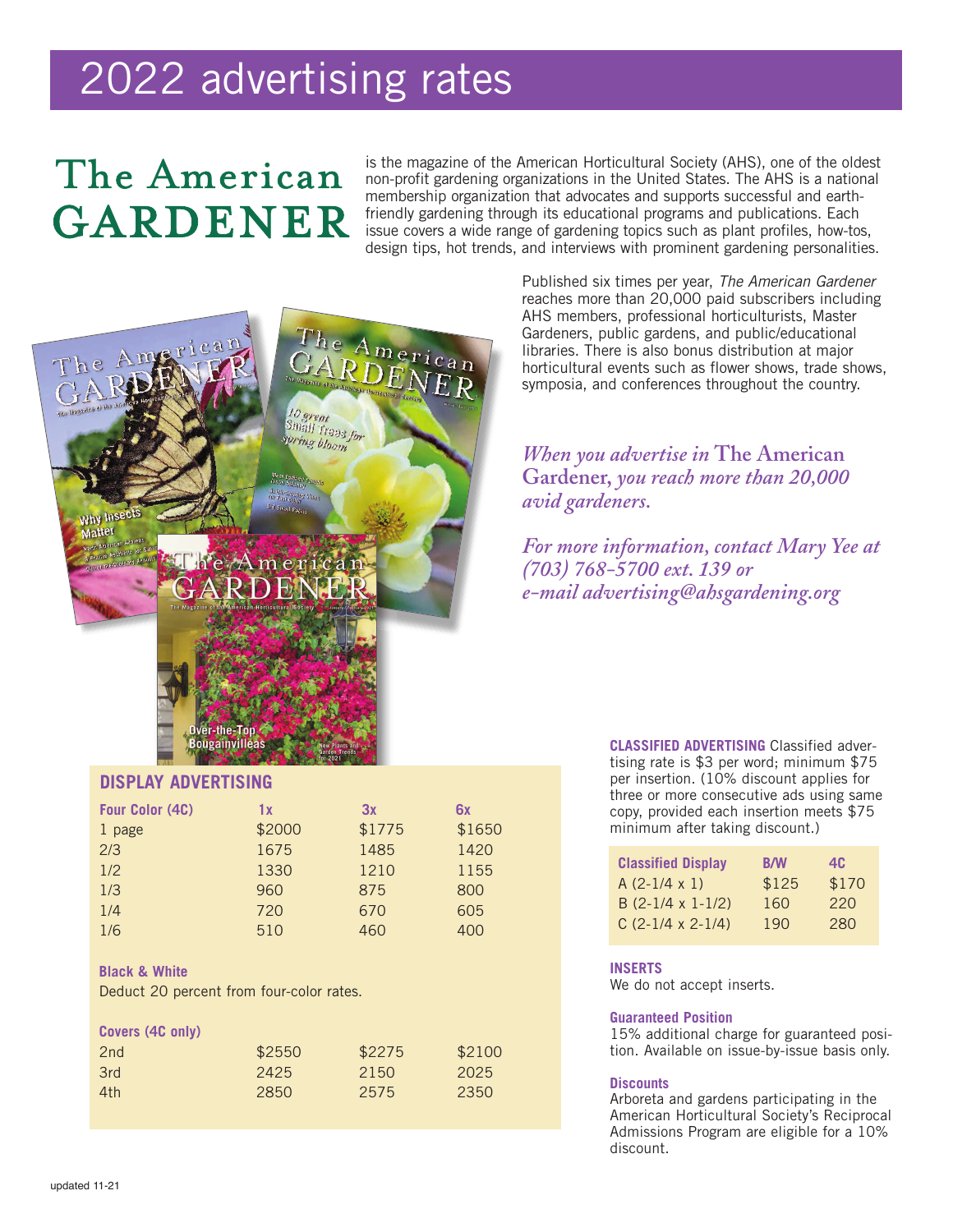# 2022 advertising rates

**The American GARDENER** is the magazine of the American Horticultural Society (AHS), one of the oldest non-profit gardening organizations in the United States. The AHS is a national membership organization that advocates and supports successful and earth-friendly gardening through its educational programs and publications. Each issue covers a wide range of gardening topics such as plant profiles, how-tos, design tips, hot trends, and interviews with prominent gardening personalities.

Published six times per year, *The American Gardener* reaches more than 20,000 paid subscribers including AHS members, professional horticulturists, Master Gardeners, public gardens, and public/educational libraries. There is also bonus distribution at major horticultural events such as flower shows, trade shows, symposia, and conferences throughout the country.

*When you advertise in* **The American Gardener,** *you reach more than 20,000 avid gardeners.*

*For more information, contact Mary Yee at (703) 768-5700 ext. 139 or e-mail advertising@ahsgardening.org*

## DISPLAY ADVERTISING

| Four Color (4C) | 1x | 3x | 6x |
|---|---|---|---|
| 1 page | $2000 | $1775 | $1650 |
| 2/3 | 1675 | 1485 | 1420 |
| 1/2 | 1330 | 1210 | 1155 |
| 1/3 | 960 | 875 | 800 |
| 1/4 | 720 | 670 | 605 |
| 1/6 | 510 | 460 | 400 |

**Black & White**

Deduct 20 percent from four-color rates.

| Covers (4C only) | | | |
|---|---|---|---|
| 2nd | $2550 | $2275 | $2100 |
| 3rd | 2425 | 2150 | 2025 |
| 4th | 2850 | 2575 | 2350 |

**CLASSIFIED ADVERTISING** Classified advertising rate is $3 per word; minimum $75 per insertion. (10% discount applies for three or more consecutive ads using same copy, provided each insertion meets $75 minimum after taking discount.)

| Classified Display | B/W | 4C |
|---|---|---|
| A (2-1/4 x 1) | $125 | $170 |
| B (2-1/4 x 1-1/2) | 160 | 220 |
| C (2-1/4 x 2-1/4) | 190 | 280 |

**INSERTS**

We do not accept inserts.

**Guaranteed Position**

15% additional charge for guaranteed position. Available on issue-by-issue basis only.

**Discounts**

Arboreta and gardens participating in the American Horticultural Society's Reciprocal Admissions Program are eligible for a 10% discount.

updated 11-21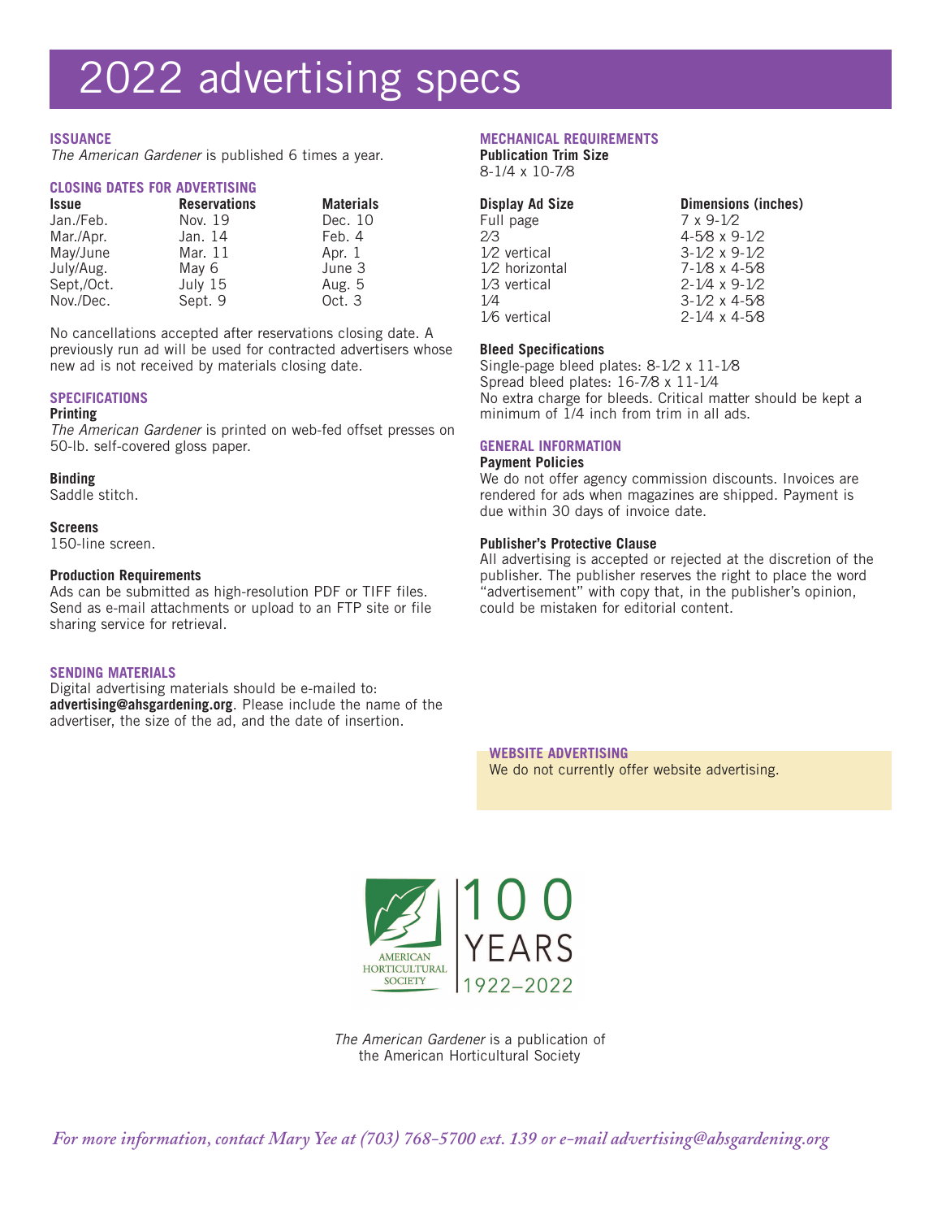# 2022 advertising specs

## ISSUANCE

*The American Gardener* is published 6 times a year.

## CLOSING DATES FOR ADVERTISING

| Issue | Reservations | Materials |
|---|---|---|
| Jan./Feb. | Nov. 19 | Dec. 10 |
| Mar./Apr. | Jan. 14 | Feb. 4 |
| May/June | Mar. 11 | Apr. 1 |
| July/Aug. | May 6 | June 3 |
| Sept,/Oct. | July 15 | Aug. 5 |
| Nov./Dec. | Sept. 9 | Oct. 3 |

No cancellations accepted after reservations closing date. A previously run ad will be used for contracted advertisers whose new ad is not received by materials closing date.

## SPECIFICATIONS

**Printing**
*The American Gardener* is printed on web-fed offset presses on 50-lb. self-covered gloss paper.

**Binding**
Saddle stitch.

**Screens**
150-line screen.

**Production Requirements**
Ads can be submitted as high-resolution PDF or TIFF files. Send as e-mail attachments or upload to an FTP site or file sharing service for retrieval.

## SENDING MATERIALS

Digital advertising materials should be e-mailed to: **advertising@ahsgardening.org**. Please include the name of the advertiser, the size of the ad, and the date of insertion.

## MECHANICAL REQUIREMENTS

**Publication Trim Size**
8-1/4 x 10-7⁄8

| Display Ad Size | Dimensions (inches) |
|---|---|
| Full page | 7 x 9-1⁄2 |
| 2⁄3 | 4-5⁄8 x 9-1⁄2 |
| 1⁄2 vertical | 3-1⁄2 x 9-1⁄2 |
| 1⁄2 horizontal | 7-1⁄8 x 4-5⁄8 |
| 1⁄3 vertical | 2-1⁄4 x 9-1⁄2 |
| 1⁄4 | 3-1⁄2 x 4-5⁄8 |
| 1⁄6 vertical | 2-1⁄4 x 4-5⁄8 |

**Bleed Specifications**
Single-page bleed plates: 8-1⁄2 x 11-1⁄8
Spread bleed plates: 16-7⁄8 x 11-1⁄4
No extra charge for bleeds. Critical matter should be kept a minimum of 1/4 inch from trim in all ads.

## GENERAL INFORMATION

**Payment Policies**
We do not offer agency commission discounts. Invoices are rendered for ads when magazines are shipped. Payment is due within 30 days of invoice date.

**Publisher's Protective Clause**
All advertising is accepted or rejected at the discretion of the publisher. The publisher reserves the right to place the word "advertisement" with copy that, in the publisher's opinion, could be mistaken for editorial content.

## WEBSITE ADVERTISING

We do not currently offer website advertising.

AMERICAN HORTICULTURAL SOCIETY | 100 YEARS 1922–2022

*The American Gardener* is a publication of the American Horticultural Society

*For more information, contact Mary Yee at (703) 768-5700 ext. 139 or e-mail advertising@ahsgardening.org*